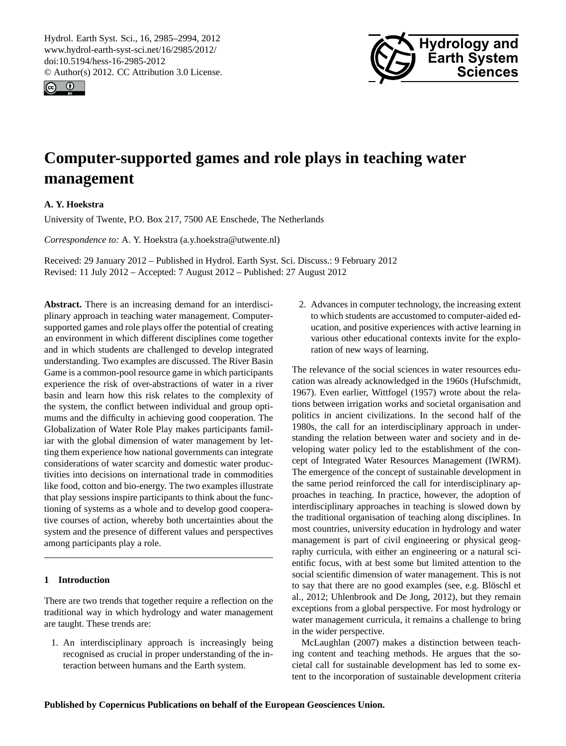# Computer-supported games and role plays in teaching water management

**A. Y. Hoekstra**

University of Twente, P.O. Box 217, 7500 AE Enschede, The Netherlands

*Correspondence to:* A. Y. Hoekstra (a.y.hoekstra@utwente.nl)

Received: 29 January 2012 – Published in Hydrol. Earth Syst. Sci. Discuss.: 9 February 2012
Revised: 11 July 2012 – Accepted: 7 August 2012 – Published: 27 August 2012

**Abstract.** There is an increasing demand for an interdisciplinary approach in teaching water management. Computer-supported games and role plays offer the potential of creating an environment in which different disciplines come together and in which students are challenged to develop integrated understanding. Two examples are discussed. The River Basin Game is a common-pool resource game in which participants experience the risk of over-abstractions of water in a river basin and learn how this risk relates to the complexity of the system, the conflict between individual and group optimums and the difficulty in achieving good cooperation. The Globalization of Water Role Play makes participants familiar with the global dimension of water management by letting them experience how national governments can integrate considerations of water scarcity and domestic water productivities into decisions on international trade in commodities like food, cotton and bio-energy. The two examples illustrate that play sessions inspire participants to think about the functioning of systems as a whole and to develop good cooperative courses of action, whereby both uncertainties about the system and the presence of different values and perspectives among participants play a role.

## 1 Introduction

There are two trends that together require a reflection on the traditional way in which hydrology and water management are taught. These trends are:

1. An interdisciplinary approach is increasingly being recognised as crucial in proper understanding of the interaction between humans and the Earth system.
2. Advances in computer technology, the increasing extent to which students are accustomed to computer-aided education, and positive experiences with active learning in various other educational contexts invite for the exploration of new ways of learning.

The relevance of the social sciences in water resources education was already acknowledged in the 1960s (Hufschmidt, 1967). Even earlier, Wittfogel (1957) wrote about the relations between irrigation works and societal organisation and politics in ancient civilizations. In the second half of the 1980s, the call for an interdisciplinary approach in understanding the relation between water and society and in developing water policy led to the establishment of the concept of Integrated Water Resources Management (IWRM). The emergence of the concept of sustainable development in the same period reinforced the call for interdisciplinary approaches in teaching. In practice, however, the adoption of interdisciplinary approaches in teaching is slowed down by the traditional organisation of teaching along disciplines. In most countries, university education in hydrology and water management is part of civil engineering or physical geography curricula, with either an engineering or a natural scientific focus, with at best some but limited attention to the social scientific dimension of water management. This is not to say that there are no good examples (see, e.g. Blöschl et al., 2012; Uhlenbrook and De Jong, 2012), but they remain exceptions from a global perspective. For most hydrology or water management curricula, it remains a challenge to bring in the wider perspective.

McLaughlan (2007) makes a distinction between teaching content and teaching methods. He argues that the societal call for sustainable development has led to some extent to the incorporation of sustainable development criteria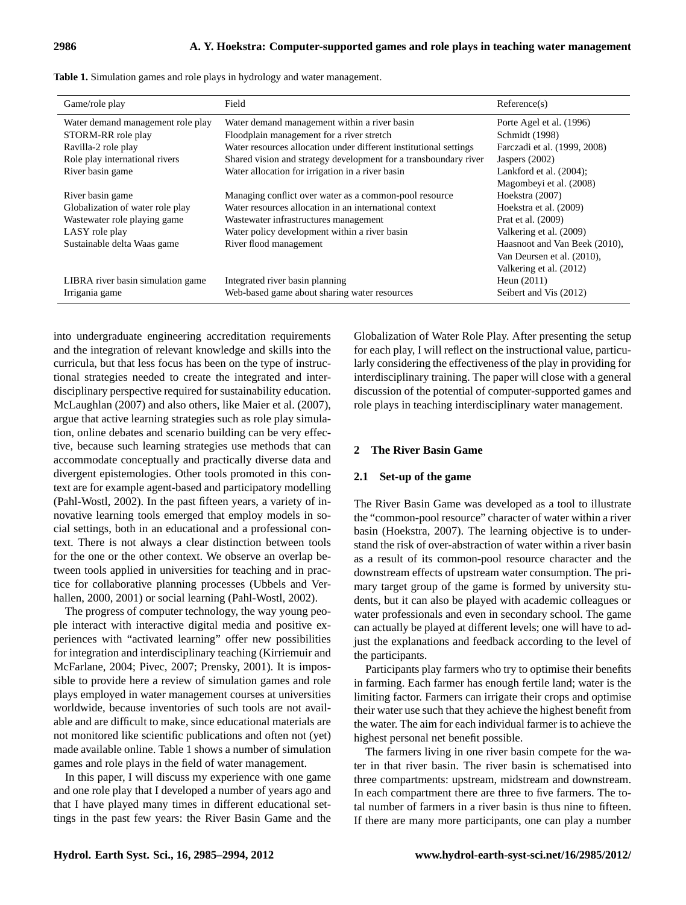**Table 1.** Simulation games and role plays in hydrology and water management.

| Game/role play | Field | Reference(s) |
|---|---|---|
| Water demand management role play | Water demand management within a river basin | Porte Agel et al. (1996) |
| STORM-RR role play | Floodplain management for a river stretch | Schmidt (1998) |
| Ravilla-2 role play | Water resources allocation under different institutional settings | Farczadi et al. (1999, 2008) |
| Role play international rivers | Shared vision and strategy development for a transboundary river | Jaspers (2002) |
| River basin game | Water allocation for irrigation in a river basin | Lankford et al. (2004); Magombeyi et al. (2008) |
| River basin game | Managing conflict over water as a common-pool resource | Hoekstra (2007) |
| Globalization of water role play | Water resources allocation in an international context | Hoekstra et al. (2009) |
| Wastewater role playing game | Wastewater infrastructures management | Prat et al. (2009) |
| LASY role play | Water policy development within a river basin | Valkering et al. (2009) |
| Sustainable delta Waas game | River flood management | Haasnoot and Van Beek (2010), Van Deursen et al. (2010), Valkering et al. (2012) |
| LIBRA river basin simulation game | Integrated river basin planning | Heun (2011) |
| Irrigania game | Web-based game about sharing water resources | Seibert and Vis (2012) |

into undergraduate engineering accreditation requirements and the integration of relevant knowledge and skills into the curricula, but that less focus has been on the type of instructional strategies needed to create the integrated and interdisciplinary perspective required for sustainability education. McLaughlan (2007) and also others, like Maier et al. (2007), argue that active learning strategies such as role play simulation, online debates and scenario building can be very effective, because such learning strategies use methods that can accommodate conceptually and practically diverse data and divergent epistemologies. Other tools promoted in this context are for example agent-based and participatory modelling (Pahl-Wostl, 2002). In the past fifteen years, a variety of innovative learning tools emerged that employ models in social settings, both in an educational and a professional context. There is not always a clear distinction between tools for the one or the other context. We observe an overlap between tools applied in universities for teaching and in practice for collaborative planning processes (Ubbels and Verhallen, 2000, 2001) or social learning (Pahl-Wostl, 2002).

The progress of computer technology, the way young people interact with interactive digital media and positive experiences with "activated learning" offer new possibilities for integration and interdisciplinary teaching (Kirriemuir and McFarlane, 2004; Pivec, 2007; Prensky, 2001). It is impossible to provide here a review of simulation games and role plays employed in water management courses at universities worldwide, because inventories of such tools are not available and are difficult to make, since educational materials are not monitored like scientific publications and often not (yet) made available online. Table 1 shows a number of simulation games and role plays in the field of water management.

In this paper, I will discuss my experience with one game and one role play that I developed a number of years ago and that I have played many times in different educational settings in the past few years: the River Basin Game and the Globalization of Water Role Play. After presenting the setup for each play, I will reflect on the instructional value, particularly considering the effectiveness of the play in providing for interdisciplinary training. The paper will close with a general discussion of the potential of computer-supported games and role plays in teaching interdisciplinary water management.

## 2 The River Basin Game

### 2.1 Set-up of the game

The River Basin Game was developed as a tool to illustrate the "common-pool resource" character of water within a river basin (Hoekstra, 2007). The learning objective is to understand the risk of over-abstraction of water within a river basin as a result of its common-pool resource character and the downstream effects of upstream water consumption. The primary target group of the game is formed by university students, but it can also be played with academic colleagues or water professionals and even in secondary school. The game can actually be played at different levels; one will have to adjust the explanations and feedback according to the level of the participants.

Participants play farmers who try to optimise their benefits in farming. Each farmer has enough fertile land; water is the limiting factor. Farmers can irrigate their crops and optimise their water use such that they achieve the highest benefit from the water. The aim for each individual farmer is to achieve the highest personal net benefit possible.

The farmers living in one river basin compete for the water in that river basin. The river basin is schematised into three compartments: upstream, midstream and downstream. In each compartment there are three to five farmers. The total number of farmers in a river basin is thus nine to fifteen. If there are many more participants, one can play a number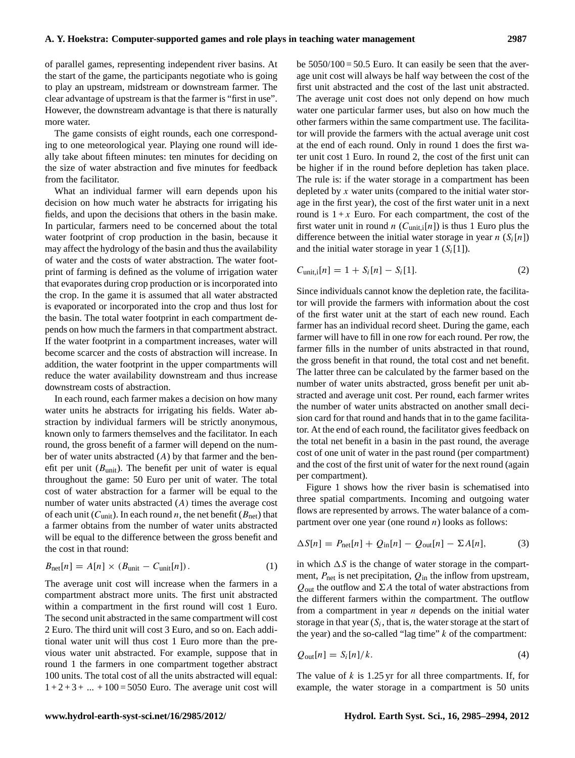of parallel games, representing independent river basins. At the start of the game, the participants negotiate who is going to play an upstream, midstream or downstream farmer. The clear advantage of upstream is that the farmer is "first in use". However, the downstream advantage is that there is naturally more water.

The game consists of eight rounds, each one corresponding to one meteorological year. Playing one round will ideally take about fifteen minutes: ten minutes for deciding on the size of water abstraction and five minutes for feedback from the facilitator.

What an individual farmer will earn depends upon his decision on how much water he abstracts for irrigating his fields, and upon the decisions that others in the basin make. In particular, farmers need to be concerned about the total water footprint of crop production in the basin, because it may affect the hydrology of the basin and thus the availability of water and the costs of water abstraction. The water footprint of farming is defined as the volume of irrigation water that evaporates during crop production or is incorporated into the crop. In the game it is assumed that all water abstracted is evaporated or incorporated into the crop and thus lost for the basin. The total water footprint in each compartment depends on how much the farmers in that compartment abstract. If the water footprint in a compartment increases, water will become scarcer and the costs of abstraction will increase. In addition, the water footprint in the upper compartments will reduce the water availability downstream and thus increase downstream costs of abstraction.

In each round, each farmer makes a decision on how many water units he abstracts for irrigating his fields. Water abstraction by individual farmers will be strictly anonymous, known only to farmers themselves and the facilitator. In each round, the gross benefit of a farmer will depend on the number of water units abstracted ($A$) by that farmer and the benefit per unit ($B_{\text{unit}}$). The benefit per unit of water is equal throughout the game: 50 Euro per unit of water. The total cost of water abstraction for a farmer will be equal to the number of water units abstracted ($A$) times the average cost of each unit ($C_{\text{unit}}$). In each round $n$, the net benefit ($B_{\text{net}}$) that a farmer obtains from the number of water units abstracted will be equal to the difference between the gross benefit and the cost in that round:

$$B_{\text{net}}[n] = A[n] \times (B_{\text{unit}} - C_{\text{unit}}[n]). \tag{1}$$

The average unit cost will increase when the farmers in a compartment abstract more units. The first unit abstracted within a compartment in the first round will cost 1 Euro. The second unit abstracted in the same compartment will cost 2 Euro. The third unit will cost 3 Euro, and so on. Each additional water unit will thus cost 1 Euro more than the previous water unit abstracted. For example, suppose that in round 1 the farmers in one compartment together abstract 100 units. The total cost of all the units abstracted will equal: $1 + 2 + 3 + ... + 100 = 5050$ Euro. The average unit cost will be $5050/100 = 50.5$ Euro. It can easily be seen that the average unit cost will always be half way between the cost of the first unit abstracted and the cost of the last unit abstracted. The average unit cost does not only depend on how much water one particular farmer uses, but also on how much the other farmers within the same compartment use. The facilitator will provide the farmers with the actual average unit cost at the end of each round. Only in round 1 does the first water unit cost 1 Euro. In round 2, the cost of the first unit can be higher if in the round before depletion has taken place. The rule is: if the water storage in a compartment has been depleted by $x$ water units (compared to the initial water storage in the first year), the cost of the first water unit in a next round is $1 + x$ Euro. For each compartment, the cost of the first water unit in round $n$ ($C_{\text{unit,i}}[n]$) is thus 1 Euro plus the difference between the initial water storage in year $n$ ($S_i[n]$) and the initial water storage in year 1 ($S_i[1]$).

$$C_{\text{unit,i}}[n] = 1 + S_i[n] - S_i[1]. \tag{2}$$

Since individuals cannot know the depletion rate, the facilitator will provide the farmers with information about the cost of the first water unit at the start of each new round. Each farmer has an individual record sheet. During the game, each farmer will have to fill in one row for each round. Per row, the farmer fills in the number of units abstracted in that round, the gross benefit in that round, the total cost and net benefit. The latter three can be calculated by the farmer based on the number of water units abstracted, gross benefit per unit abstracted and average unit cost. Per round, each farmer writes the number of water units abstracted on another small decision card for that round and hands that in to the game facilitator. At the end of each round, the facilitator gives feedback on the total net benefit in a basin in the past round, the average cost of one unit of water in the past round (per compartment) and the cost of the first unit of water for the next round (again per compartment).

Figure 1 shows how the river basin is schematised into three spatial compartments. Incoming and outgoing water flows are represented by arrows. The water balance of a compartment over one year (one round $n$) looks as follows:

$$\Delta S[n] = P_{\text{net}}[n] + Q_{\text{in}}[n] - Q_{\text{out}}[n] - \Sigma A[n], \tag{3}$$

in which $\Delta S$ is the change of water storage in the compartment, $P_{\text{net}}$ is net precipitation, $Q_{\text{in}}$ the inflow from upstream, $Q_{\text{out}}$ the outflow and $\Sigma A$ the total of water abstractions from the different farmers within the compartment. The outflow from a compartment in year $n$ depends on the initial water storage in that year ($S_i$, that is, the water storage at the start of the year) and the so-called "lag time" $k$ of the compartment:

$$Q_{\text{out}}[n] = S_i[n]/k. \tag{4}$$

The value of $k$ is 1.25 yr for all three compartments. If, for example, the water storage in a compartment is 50 units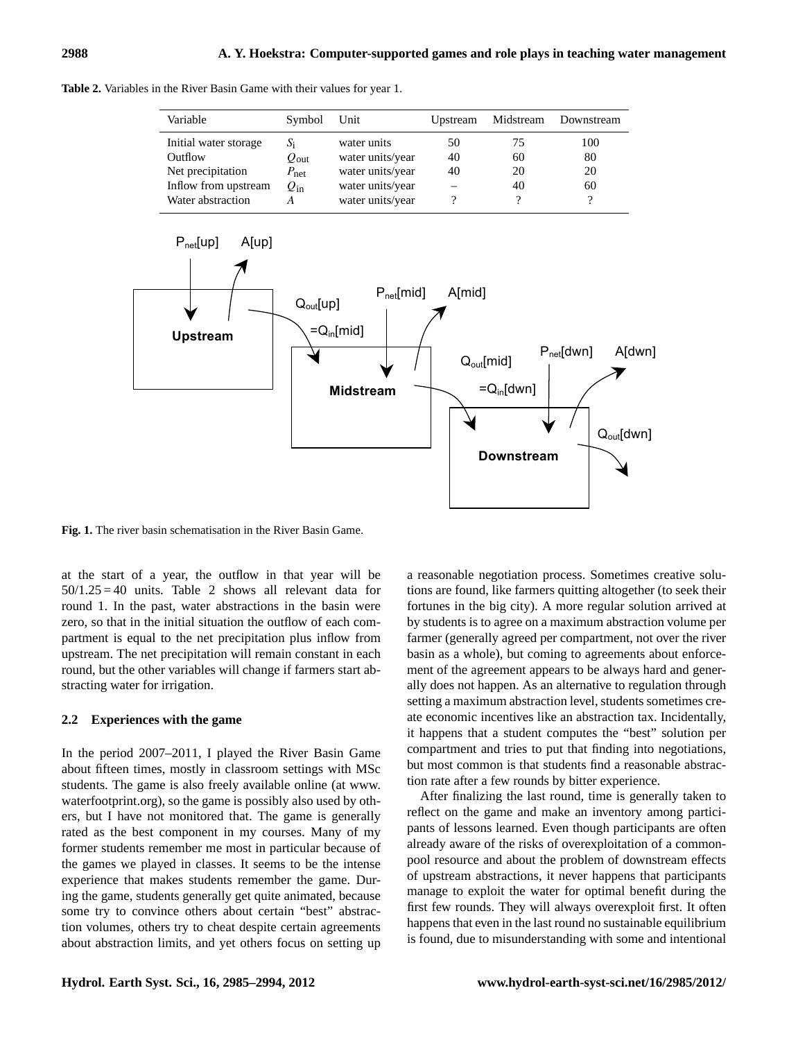**Table 2.** Variables in the River Basin Game with their values for year 1.

| Variable | Symbol | Unit | Upstream | Midstream | Downstream |
|---|---|---|---|---|---|
| Initial water storage | $S_i$ | water units | 50 | 75 | 100 |
| Outflow | $Q_{out}$ | water units/year | 40 | 60 | 80 |
| Net precipitation | $P_{net}$ | water units/year | 40 | 20 | 20 |
| Inflow from upstream | $Q_{in}$ | water units/year | – | 40 | 60 |
| Water abstraction | $A$ | water units/year | ? | ? | ? |

**Fig. 1.** The river basin schematisation in the River Basin Game.

at the start of a year, the outflow in that year will be $50/1.25 = 40$ units. Table 2 shows all relevant data for round 1. In the past, water abstractions in the basin were zero, so that in the initial situation the outflow of each compartment is equal to the net precipitation plus inflow from upstream. The net precipitation will remain constant in each round, but the other variables will change if farmers start abstracting water for irrigation.

### 2.2 Experiences with the game

In the period 2007–2011, I played the River Basin Game about fifteen times, mostly in classroom settings with MSc students. The game is also freely available online (at www.waterfootprint.org), so the game is possibly also used by others, but I have not monitored that. The game is generally rated as the best component in my courses. Many of my former students remember me most in particular because of the games we played in classes. It seems to be the intense experience that makes students remember the game. During the game, students generally get quite animated, because some try to convince others about certain "best" abstraction volumes, others try to cheat despite certain agreements about abstraction limits, and yet others focus on setting up a reasonable negotiation process. Sometimes creative solutions are found, like farmers quitting altogether (to seek their fortunes in the big city). A more regular solution arrived at by students is to agree on a maximum abstraction volume per farmer (generally agreed per compartment, not over the river basin as a whole), but coming to agreements about enforcement of the agreement appears to be always hard and generally does not happen. As an alternative to regulation through setting a maximum abstraction level, students sometimes create economic incentives like an abstraction tax. Incidentally, it happens that a student computes the "best" solution per compartment and tries to put that finding into negotiations, but most common is that students find a reasonable abstraction rate after a few rounds by bitter experience.

After finalizing the last round, time is generally taken to reflect on the game and make an inventory among participants of lessons learned. Even though participants are often already aware of the risks of overexploitation of a common-pool resource and about the problem of downstream effects of upstream abstractions, it never happens that participants manage to exploit the water for optimal benefit during the first few rounds. They will always overexploit first. It often happens that even in the last round no sustainable equilibrium is found, due to misunderstanding with some and intentional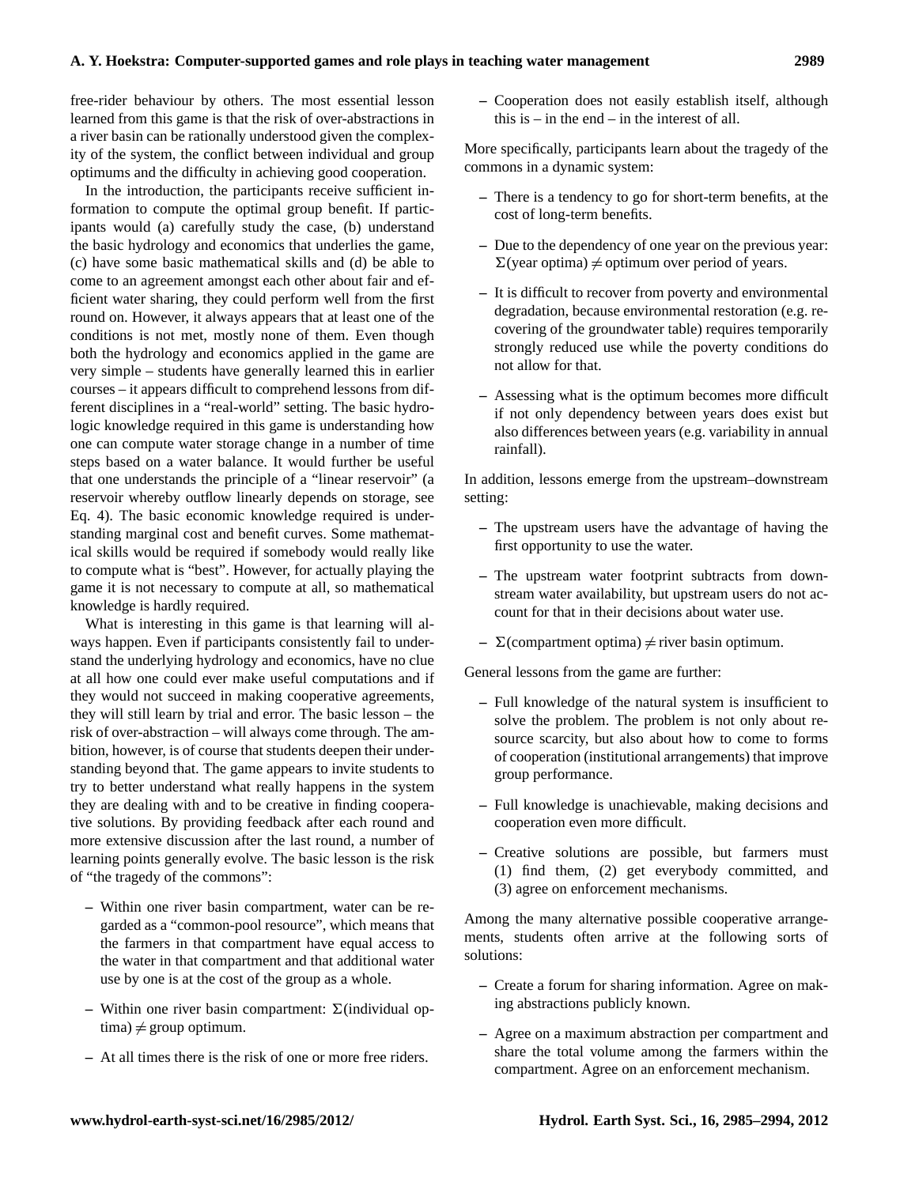free-rider behaviour by others. The most essential lesson learned from this game is that the risk of over-abstractions in a river basin can be rationally understood given the complexity of the system, the conflict between individual and group optimums and the difficulty in achieving good cooperation.

In the introduction, the participants receive sufficient information to compute the optimal group benefit. If participants would (a) carefully study the case, (b) understand the basic hydrology and economics that underlies the game, (c) have some basic mathematical skills and (d) be able to come to an agreement amongst each other about fair and efficient water sharing, they could perform well from the first round on. However, it always appears that at least one of the conditions is not met, mostly none of them. Even though both the hydrology and economics applied in the game are very simple – students have generally learned this in earlier courses – it appears difficult to comprehend lessons from different disciplines in a "real-world" setting. The basic hydrologic knowledge required in this game is understanding how one can compute water storage change in a number of time steps based on a water balance. It would further be useful that one understands the principle of a "linear reservoir" (a reservoir whereby outflow linearly depends on storage, see Eq. 4). The basic economic knowledge required is understanding marginal cost and benefit curves. Some mathematical skills would be required if somebody would really like to compute what is "best". However, for actually playing the game it is not necessary to compute at all, so mathematical knowledge is hardly required.

What is interesting in this game is that learning will always happen. Even if participants consistently fail to understand the underlying hydrology and economics, have no clue at all how one could ever make useful computations and if they would not succeed in making cooperative agreements, they will still learn by trial and error. The basic lesson – the risk of over-abstraction – will always come through. The ambition, however, is of course that students deepen their understanding beyond that. The game appears to invite students to try to better understand what really happens in the system they are dealing with and to be creative in finding cooperative solutions. By providing feedback after each round and more extensive discussion after the last round, a number of learning points generally evolve. The basic lesson is the risk of "the tragedy of the commons":

- Within one river basin compartment, water can be regarded as a "common-pool resource", which means that the farmers in that compartment have equal access to the water in that compartment and that additional water use by one is at the cost of the group as a whole.
- Within one river basin compartment: $\Sigma$(individual optima) $\neq$ group optimum.
- At all times there is the risk of one or more free riders.
- Cooperation does not easily establish itself, although this is – in the end – in the interest of all.

More specifically, participants learn about the tragedy of the commons in a dynamic system:

- There is a tendency to go for short-term benefits, at the cost of long-term benefits.
- Due to the dependency of one year on the previous year: $\Sigma$(year optima) $\neq$ optimum over period of years.
- It is difficult to recover from poverty and environmental degradation, because environmental restoration (e.g. recovering of the groundwater table) requires temporarily strongly reduced use while the poverty conditions do not allow for that.
- Assessing what is the optimum becomes more difficult if not only dependency between years does exist but also differences between years (e.g. variability in annual rainfall).

In addition, lessons emerge from the upstream–downstream setting:

- The upstream users have the advantage of having the first opportunity to use the water.
- The upstream water footprint subtracts from downstream water availability, but upstream users do not account for that in their decisions about water use.
- $\Sigma$(compartment optima) $\neq$ river basin optimum.

General lessons from the game are further:

- Full knowledge of the natural system is insufficient to solve the problem. The problem is not only about resource scarcity, but also about how to come to forms of cooperation (institutional arrangements) that improve group performance.
- Full knowledge is unachievable, making decisions and cooperation even more difficult.
- Creative solutions are possible, but farmers must (1) find them, (2) get everybody committed, and (3) agree on enforcement mechanisms.

Among the many alternative possible cooperative arrangements, students often arrive at the following sorts of solutions:

- Create a forum for sharing information. Agree on making abstractions publicly known.
- Agree on a maximum abstraction per compartment and share the total volume among the farmers within the compartment. Agree on an enforcement mechanism.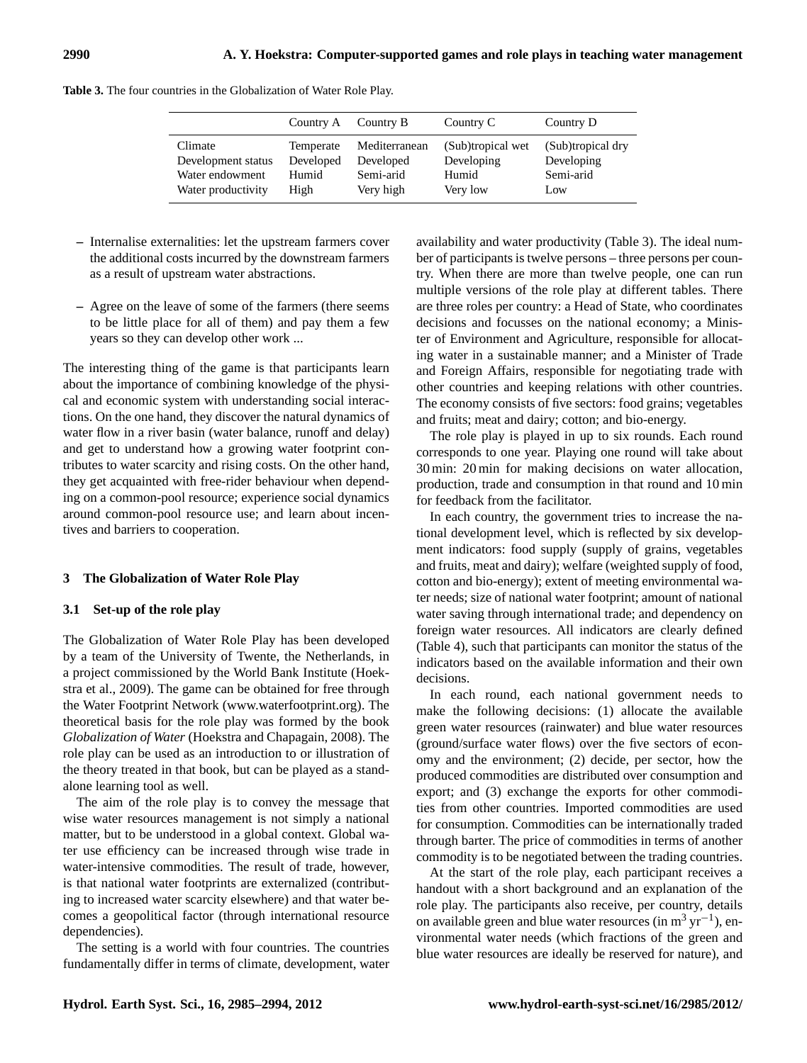**Table 3.** The four countries in the Globalization of Water Role Play.

| | Country A | Country B | Country C | Country D |
|---|---|---|---|---|
| Climate | Temperate | Mediterranean | (Sub)tropical wet | (Sub)tropical dry |
| Development status | Developed | Developed | Developing | Developing |
| Water endowment | Humid | Semi-arid | Humid | Semi-arid |
| Water productivity | High | Very high | Very low | Low |

- Internalise externalities: let the upstream farmers cover the additional costs incurred by the downstream farmers as a result of upstream water abstractions.
- Agree on the leave of some of the farmers (there seems to be little place for all of them) and pay them a few years so they can develop other work ...

The interesting thing of the game is that participants learn about the importance of combining knowledge of the physical and economic system with understanding social interactions. On the one hand, they discover the natural dynamics of water flow in a river basin (water balance, runoff and delay) and get to understand how a growing water footprint contributes to water scarcity and rising costs. On the other hand, they get acquainted with free-rider behaviour when depending on a common-pool resource; experience social dynamics around common-pool resource use; and learn about incentives and barriers to cooperation.

## 3 The Globalization of Water Role Play

### 3.1 Set-up of the role play

The Globalization of Water Role Play has been developed by a team of the University of Twente, the Netherlands, in a project commissioned by the World Bank Institute (Hoekstra et al., 2009). The game can be obtained for free through the Water Footprint Network (www.waterfootprint.org). The theoretical basis for the role play was formed by the book *Globalization of Water* (Hoekstra and Chapagain, 2008). The role play can be used as an introduction to or illustration of the theory treated in that book, but can be played as a stand-alone learning tool as well.

The aim of the role play is to convey the message that wise water resources management is not simply a national matter, but to be understood in a global context. Global water use efficiency can be increased through wise trade in water-intensive commodities. The result of trade, however, is that national water footprints are externalized (contributing to increased water scarcity elsewhere) and that water becomes a geopolitical factor (through international resource dependencies).

The setting is a world with four countries. The countries fundamentally differ in terms of climate, development, water availability and water productivity (Table 3). The ideal number of participants is twelve persons – three persons per country. When there are more than twelve people, one can run multiple versions of the role play at different tables. There are three roles per country: a Head of State, who coordinates decisions and focusses on the national economy; a Minister of Environment and Agriculture, responsible for allocating water in a sustainable manner; and a Minister of Trade and Foreign Affairs, responsible for negotiating trade with other countries and keeping relations with other countries. The economy consists of five sectors: food grains; vegetables and fruits; meat and dairy; cotton; and bio-energy.

The role play is played in up to six rounds. Each round corresponds to one year. Playing one round will take about 30 min: 20 min for making decisions on water allocation, production, trade and consumption in that round and 10 min for feedback from the facilitator.

In each country, the government tries to increase the national development level, which is reflected by six development indicators: food supply (supply of grains, vegetables and fruits, meat and dairy); welfare (weighted supply of food, cotton and bio-energy); extent of meeting environmental water needs; size of national water footprint; amount of national water saving through international trade; and dependency on foreign water resources. All indicators are clearly defined (Table 4), such that participants can monitor the status of the indicators based on the available information and their own decisions.

In each round, each national government needs to make the following decisions: (1) allocate the available green water resources (rainwater) and blue water resources (ground/surface water flows) over the five sectors of economy and the environment; (2) decide, per sector, how the produced commodities are distributed over consumption and export; and (3) exchange the exports for other commodities from other countries. Imported commodities are used for consumption. Commodities can be internationally traded through barter. The price of commodities in terms of another commodity is to be negotiated between the trading countries.

At the start of the role play, each participant receives a handout with a short background and an explanation of the role play. The participants also receive, per country, details on available green and blue water resources (in $m^3 yr^{-1}$), environmental water needs (which fractions of the green and blue water resources are ideally be reserved for nature), and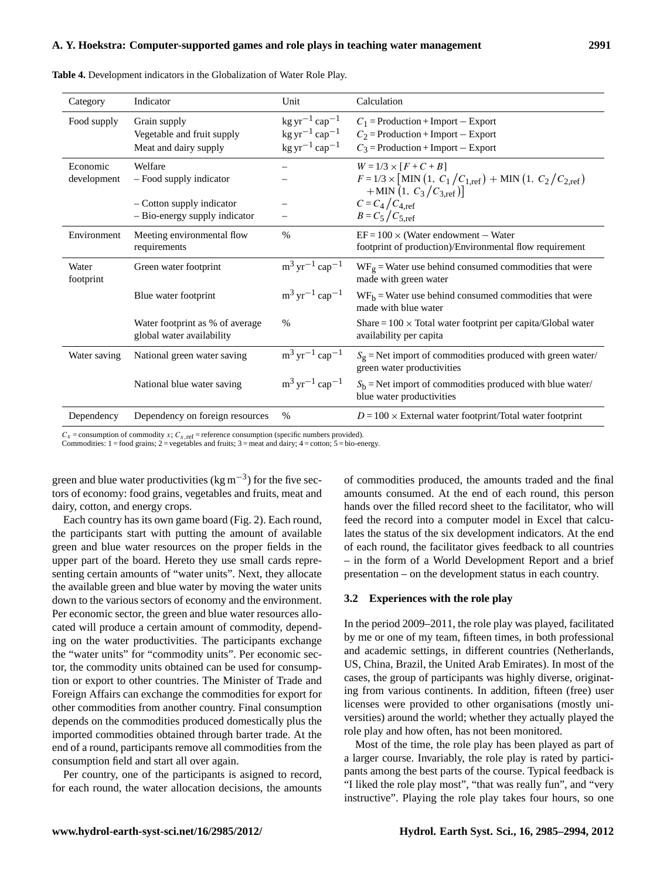**Table 4.** Development indicators in the Globalization of Water Role Play.

| Category | Indicator | Unit | Calculation |
|---|---|---|---|
| Food supply | Grain supply | $\text{kg yr}^{-1}\,\text{cap}^{-1}$ | $C_1$ = Production + Import − Export |
| | Vegetable and fruit supply | $\text{kg yr}^{-1}\,\text{cap}^{-1}$ | $C_2$ = Production + Import − Export |
| | Meat and dairy supply | $\text{kg yr}^{-1}\,\text{cap}^{-1}$ | $C_3$ = Production + Import − Export |
| Economic development | Welfare | – | $W = 1/3 \times [F + C + B]$ |
| | – Food supply indicator | – | $F = 1/3 \times \left[\text{MIN}\left(1,\ C_1/C_{1,\text{ref}}\right) + \text{MIN}\left(1,\ C_2/C_{2,\text{ref}}\right) + \text{MIN}\left(1,\ C_3/C_{3,\text{ref}}\right)\right]$ |
| | – Cotton supply indicator | – | $C = C_4/C_{4,\text{ref}}$ |
| | – Bio-energy supply indicator | – | $B = C_5/C_{5,\text{ref}}$ |
| Environment | Meeting environmental flow requirements | % | EF = 100 × (Water endowment − Water footprint of production)/Environmental flow requirement |
| Water footprint | Green water footprint | $\text{m}^3\,\text{yr}^{-1}\,\text{cap}^{-1}$ | $WF_g$ = Water use behind consumed commodities that were made with green water |
| | Blue water footprint | $\text{m}^3\,\text{yr}^{-1}\,\text{cap}^{-1}$ | $WF_b$ = Water use behind consumed commodities that were made with blue water |
| | Water footprint as % of average global water availability | % | Share = 100 × Total water footprint per capita/Global water availability per capita |
| Water saving | National green water saving | $\text{m}^3\,\text{yr}^{-1}\,\text{cap}^{-1}$ | $S_g$ = Net import of commodities produced with green water/ green water productivities |
| | National blue water saving | $\text{m}^3\,\text{yr}^{-1}\,\text{cap}^{-1}$ | $S_b$ = Net import of commodities produced with blue water/ blue water productivities |
| Dependency | Dependency on foreign resources | % | $D$ = 100 × External water footprint/Total water footprint |

$C_x$ = consumption of commodity $x$; $C_{x,\text{ref}}$ = reference consumption (specific numbers provided).
Commodities: 1 = food grains; 2 = vegetables and fruits; 3 = meat and dairy; 4 = cotton; 5 = bio-energy.

green and blue water productivities ($\text{kg m}^{-3}$) for the five sectors of economy: food grains, vegetables and fruits, meat and dairy, cotton, and energy crops.

Each country has its own game board (Fig. 2). Each round, the participants start with putting the amount of available green and blue water resources on the proper fields in the upper part of the board. Hereto they use small cards representing certain amounts of "water units". Next, they allocate the available green and blue water by moving the water units down to the various sectors of economy and the environment. Per economic sector, the green and blue water resources allocated will produce a certain amount of commodity, depending on the water productivities. The participants exchange the "water units" for "commodity units". Per economic sector, the commodity units obtained can be used for consumption or export to other countries. The Minister of Trade and Foreign Affairs can exchange the commodities for export for other commodities from another country. Final consumption depends on the commodities produced domestically plus the imported commodities obtained through barter trade. At the end of a round, participants remove all commodities from the consumption field and start all over again.

Per country, one of the participants is asigned to record, for each round, the water allocation decisions, the amounts of commodities produced, the amounts traded and the final amounts consumed. At the end of each round, this person hands over the filled record sheet to the facilitator, who will feed the record into a computer model in Excel that calculates the status of the six development indicators. At the end of each round, the facilitator gives feedback to all countries – in the form of a World Development Report and a brief presentation – on the development status in each country.

### 3.2 Experiences with the role play

In the period 2009–2011, the role play was played, facilitated by me or one of my team, fifteen times, in both professional and academic settings, in different countries (Netherlands, US, China, Brazil, the United Arab Emirates). In most of the cases, the group of participants was highly diverse, originating from various continents. In addition, fifteen (free) user licenses were provided to other organisations (mostly universities) around the world; whether they actually played the role play and how often, has not been monitored.

Most of the time, the role play has been played as part of a larger course. Invariably, the role play is rated by participants among the best parts of the course. Typical feedback is "I liked the role play most", "that was really fun", and "very instructive". Playing the role play takes four hours, so one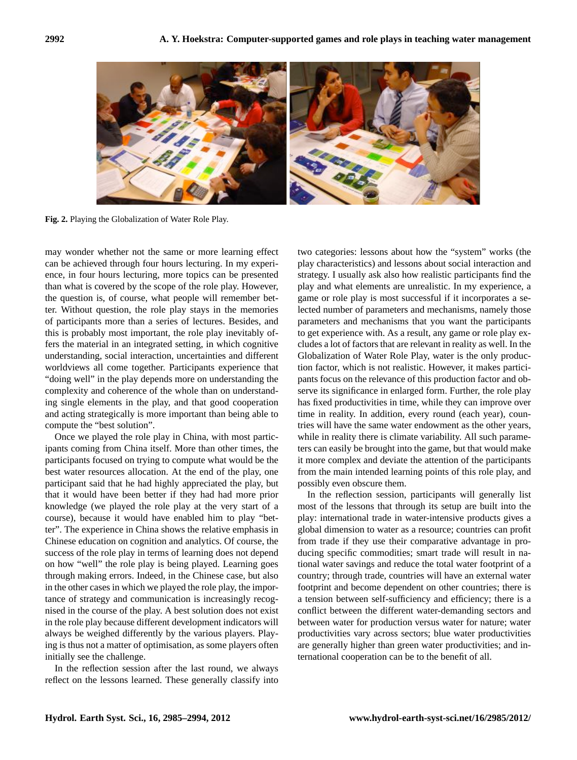Fig. 2. Playing the Globalization of Water Role Play.

may wonder whether not the same or more learning effect can be achieved through four hours lecturing. In my experience, in four hours lecturing, more topics can be presented than what is covered by the scope of the role play. However, the question is, of course, what people will remember better. Without question, the role play stays in the memories of participants more than a series of lectures. Besides, and this is probably most important, the role play inevitably offers the material in an integrated setting, in which cognitive understanding, social interaction, uncertainties and different worldviews all come together. Participants experience that "doing well" in the play depends more on understanding the complexity and coherence of the whole than on understanding single elements in the play, and that good cooperation and acting strategically is more important than being able to compute the "best solution".

Once we played the role play in China, with most participants coming from China itself. More than other times, the participants focused on trying to compute what would be the best water resources allocation. At the end of the play, one participant said that he had highly appreciated the play, but that it would have been better if they had had more prior knowledge (we played the role play at the very start of a course), because it would have enabled him to play "better". The experience in China shows the relative emphasis in Chinese education on cognition and analytics. Of course, the success of the role play in terms of learning does not depend on how "well" the role play is being played. Learning goes through making errors. Indeed, in the Chinese case, but also in the other cases in which we played the role play, the importance of strategy and communication is increasingly recognised in the course of the play. A best solution does not exist in the role play because different development indicators will always be weighed differently by the various players. Playing is thus not a matter of optimisation, as some players often initially see the challenge.

In the reflection session after the last round, we always reflect on the lessons learned. These generally classify into two categories: lessons about how the "system" works (the play characteristics) and lessons about social interaction and strategy. I usually ask also how realistic participants find the play and what elements are unrealistic. In my experience, a game or role play is most successful if it incorporates a selected number of parameters and mechanisms, namely those parameters and mechanisms that you want the participants to get experience with. As a result, any game or role play excludes a lot of factors that are relevant in reality as well. In the Globalization of Water Role Play, water is the only production factor, which is not realistic. However, it makes participants focus on the relevance of this production factor and observe its significance in enlarged form. Further, the role play has fixed productivities in time, while they can improve over time in reality. In addition, every round (each year), countries will have the same water endowment as the other years, while in reality there is climate variability. All such parameters can easily be brought into the game, but that would make it more complex and deviate the attention of the participants from the main intended learning points of this role play, and possibly even obscure them.

In the reflection session, participants will generally list most of the lessons that through its setup are built into the play: international trade in water-intensive products gives a global dimension to water as a resource; countries can profit from trade if they use their comparative advantage in producing specific commodities; smart trade will result in national water savings and reduce the total water footprint of a country; through trade, countries will have an external water footprint and become dependent on other countries; there is a tension between self-sufficiency and efficiency; there is a conflict between the different water-demanding sectors and between water for production versus water for nature; water productivities vary across sectors; blue water productivities are generally higher than green water productivities; and international cooperation can be to the benefit of all.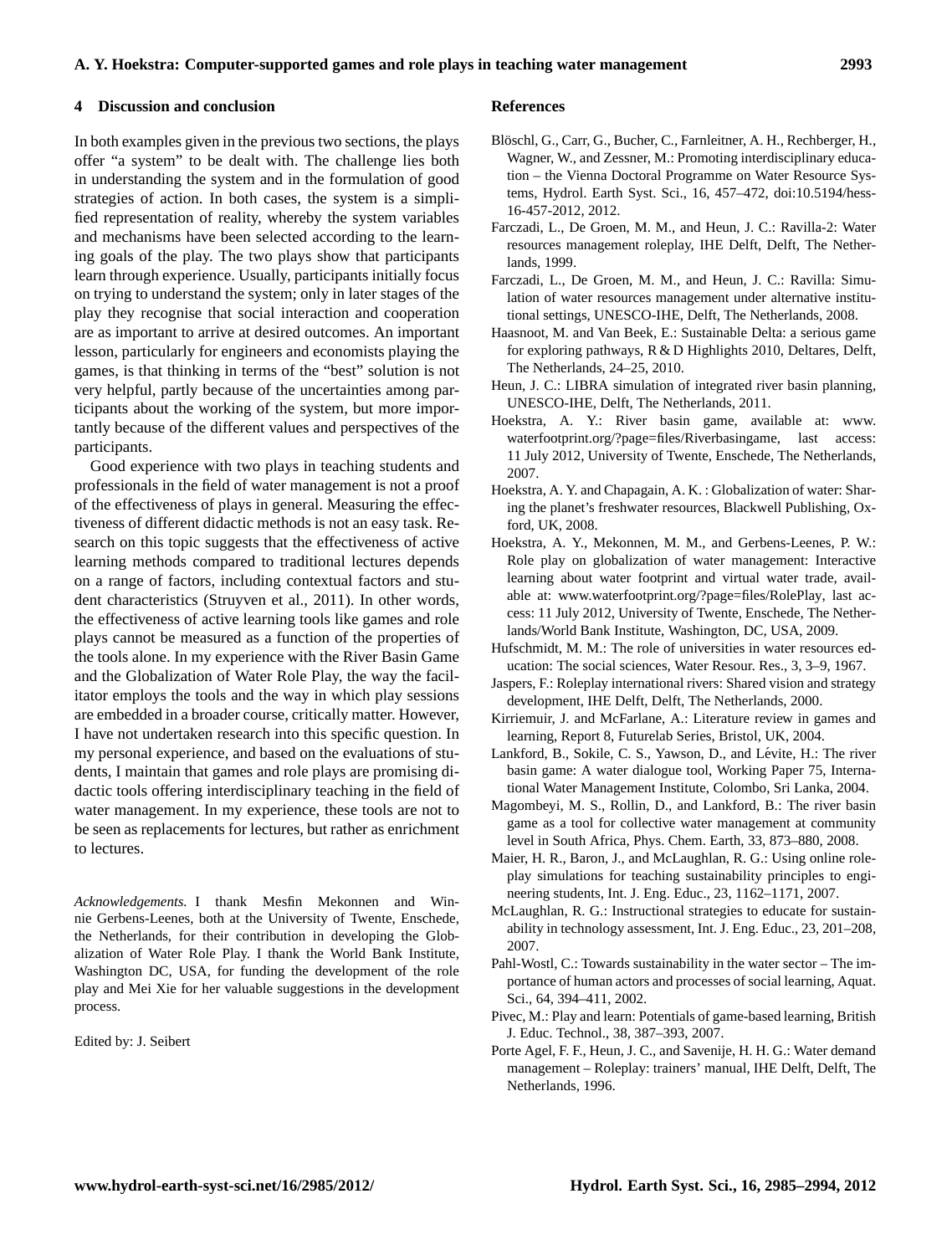## 4 Discussion and conclusion

In both examples given in the previous two sections, the plays offer "a system" to be dealt with. The challenge lies both in understanding the system and in the formulation of good strategies of action. In both cases, the system is a simplified representation of reality, whereby the system variables and mechanisms have been selected according to the learning goals of the play. The two plays show that participants learn through experience. Usually, participants initially focus on trying to understand the system; only in later stages of the play they recognise that social interaction and cooperation are as important to arrive at desired outcomes. An important lesson, particularly for engineers and economists playing the games, is that thinking in terms of the "best" solution is not very helpful, partly because of the uncertainties among participants about the working of the system, but more importantly because of the different values and perspectives of the participants.

Good experience with two plays in teaching students and professionals in the field of water management is not a proof of the effectiveness of plays in general. Measuring the effectiveness of different didactic methods is not an easy task. Research on this topic suggests that the effectiveness of active learning methods compared to traditional lectures depends on a range of factors, including contextual factors and student characteristics (Struyven et al., 2011). In other words, the effectiveness of active learning tools like games and role plays cannot be measured as a function of the properties of the tools alone. In my experience with the River Basin Game and the Globalization of Water Role Play, the way the facilitator employs the tools and the way in which play sessions are embedded in a broader course, critically matter. However, I have not undertaken research into this specific question. In my personal experience, and based on the evaluations of students, I maintain that games and role plays are promising didactic tools offering interdisciplinary teaching in the field of water management. In my experience, these tools are not to be seen as replacements for lectures, but rather as enrichment to lectures.

*Acknowledgements.* I thank Mesfin Mekonnen and Winnie Gerbens-Leenes, both at the University of Twente, Enschede, the Netherlands, for their contribution in developing the Globalization of Water Role Play. I thank the World Bank Institute, Washington DC, USA, for funding the development of the role play and Mei Xie for her valuable suggestions in the development process.

Edited by: J. Seibert

## References

Blöschl, G., Carr, G., Bucher, C., Farnleitner, A. H., Rechberger, H., Wagner, W., and Zessner, M.: Promoting interdisciplinary education – the Vienna Doctoral Programme on Water Resource Systems, Hydrol. Earth Syst. Sci., 16, 457–472, doi:10.5194/hess-16-457-2012, 2012.

Farczadi, L., De Groen, M. M., and Heun, J. C.: Ravilla-2: Water resources management roleplay, IHE Delft, Delft, The Netherlands, 1999.

Farczadi, L., De Groen, M. M., and Heun, J. C.: Ravilla: Simulation of water resources management under alternative institutional settings, UNESCO-IHE, Delft, The Netherlands, 2008.

Haasnoot, M. and Van Beek, E.: Sustainable Delta: a serious game for exploring pathways, R & D Highlights 2010, Deltares, Delft, The Netherlands, 24–25, 2010.

Heun, J. C.: LIBRA simulation of integrated river basin planning, UNESCO-IHE, Delft, The Netherlands, 2011.

Hoekstra, A. Y.: River basin game, available at: www.waterfootprint.org/?page=files/Riverbasingame, last access: 11 July 2012, University of Twente, Enschede, The Netherlands, 2007.

Hoekstra, A. Y. and Chapagain, A. K. : Globalization of water: Sharing the planet's freshwater resources, Blackwell Publishing, Oxford, UK, 2008.

Hoekstra, A. Y., Mekonnen, M. M., and Gerbens-Leenes, P. W.: Role play on globalization of water management: Interactive learning about water footprint and virtual water trade, available at: www.waterfootprint.org/?page=files/RolePlay, last access: 11 July 2012, University of Twente, Enschede, The Netherlands/World Bank Institute, Washington, DC, USA, 2009.

Hufschmidt, M. M.: The role of universities in water resources education: The social sciences, Water Resour. Res., 3, 3–9, 1967.

Jaspers, F.: Roleplay international rivers: Shared vision and strategy development, IHE Delft, Delft, The Netherlands, 2000.

Kirriemuir, J. and McFarlane, A.: Literature review in games and learning, Report 8, Futurelab Series, Bristol, UK, 2004.

Lankford, B., Sokile, C. S., Yawson, D., and Lévite, H.: The river basin game: A water dialogue tool, Working Paper 75, International Water Management Institute, Colombo, Sri Lanka, 2004.

Magombeyi, M. S., Rollin, D., and Lankford, B.: The river basin game as a tool for collective water management at community level in South Africa, Phys. Chem. Earth, 33, 873–880, 2008.

Maier, H. R., Baron, J., and McLaughlan, R. G.: Using online roleplay simulations for teaching sustainability principles to engineering students, Int. J. Eng. Educ., 23, 1162–1171, 2007.

McLaughlan, R. G.: Instructional strategies to educate for sustainability in technology assessment, Int. J. Eng. Educ., 23, 201–208, 2007.

Pahl-Wostl, C.: Towards sustainability in the water sector – The importance of human actors and processes of social learning, Aquat. Sci., 64, 394–411, 2002.

Pivec, M.: Play and learn: Potentials of game-based learning, British J. Educ. Technol., 38, 387–393, 2007.

Porte Agel, F. F., Heun, J. C., and Savenije, H. H. G.: Water demand management – Roleplay: trainers' manual, IHE Delft, Delft, The Netherlands, 1996.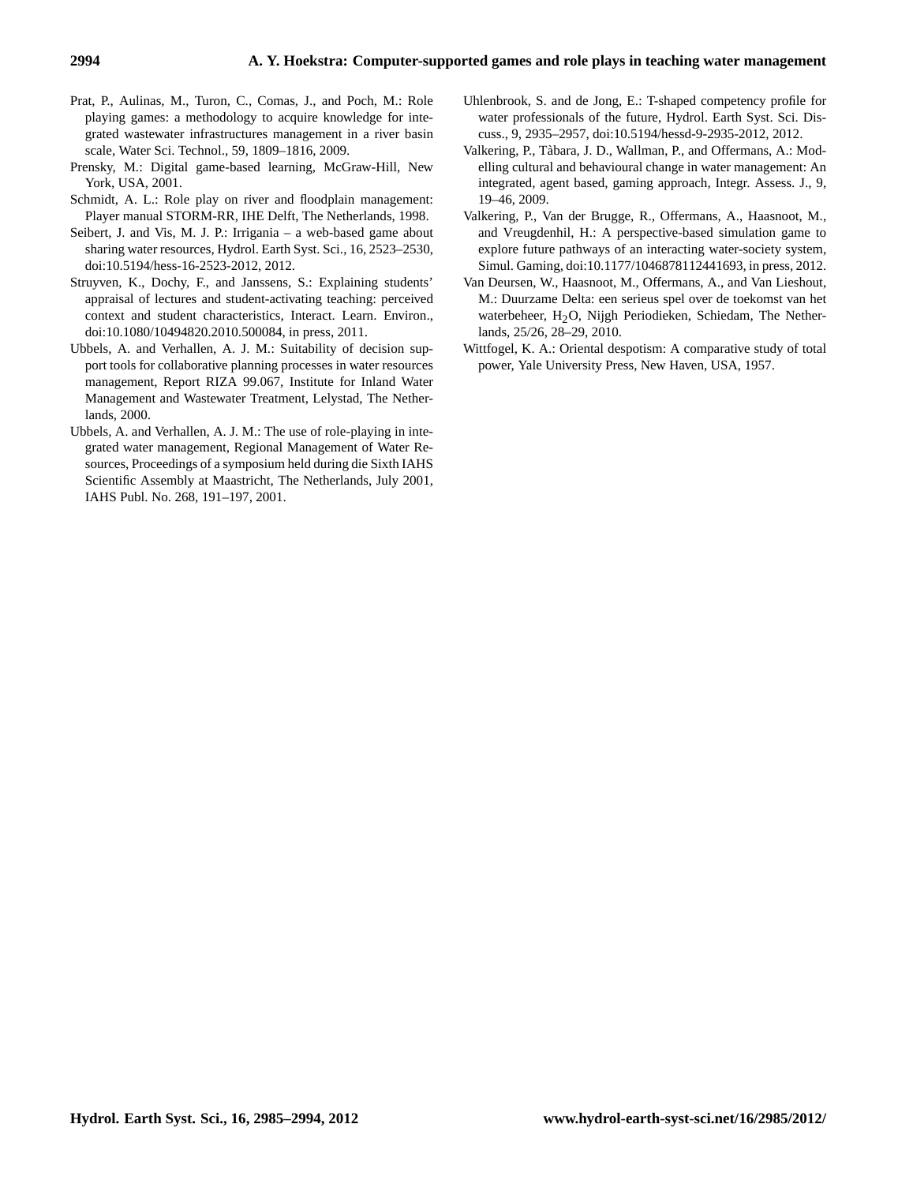Prat, P., Aulinas, M., Turon, C., Comas, J., and Poch, M.: Role playing games: a methodology to acquire knowledge for integrated wastewater infrastructures management in a river basin scale, Water Sci. Technol., 59, 1809–1816, 2009.

Prensky, M.: Digital game-based learning, McGraw-Hill, New York, USA, 2001.

Schmidt, A. L.: Role play on river and floodplain management: Player manual STORM-RR, IHE Delft, The Netherlands, 1998.

Seibert, J. and Vis, M. J. P.: Irrigania – a web-based game about sharing water resources, Hydrol. Earth Syst. Sci., 16, 2523–2530, doi:10.5194/hess-16-2523-2012, 2012.

Struyven, K., Dochy, F., and Janssens, S.: Explaining students' appraisal of lectures and student-activating teaching: perceived context and student characteristics, Interact. Learn. Environ., doi:10.1080/10494820.2010.500084, in press, 2011.

Ubbels, A. and Verhallen, A. J. M.: Suitability of decision support tools for collaborative planning processes in water resources management, Report RIZA 99.067, Institute for Inland Water Management and Wastewater Treatment, Lelystad, The Netherlands, 2000.

Ubbels, A. and Verhallen, A. J. M.: The use of role-playing in integrated water management, Regional Management of Water Resources, Proceedings of a symposium held during die Sixth IAHS Scientific Assembly at Maastricht, The Netherlands, July 2001, IAHS Publ. No. 268, 191–197, 2001.

Uhlenbrook, S. and de Jong, E.: T-shaped competency profile for water professionals of the future, Hydrol. Earth Syst. Sci. Discuss., 9, 2935–2957, doi:10.5194/hessd-9-2935-2012, 2012.

Valkering, P., Tàbara, J. D., Wallman, P., and Offermans, A.: Modelling cultural and behavioural change in water management: An integrated, agent based, gaming approach, Integr. Assess. J., 9, 19–46, 2009.

Valkering, P., Van der Brugge, R., Offermans, A., Haasnoot, M., and Vreugdenhil, H.: A perspective-based simulation game to explore future pathways of an interacting water-society system, Simul. Gaming, doi:10.1177/1046878112441693, in press, 2012.

Van Deursen, W., Haasnoot, M., Offermans, A., and Van Lieshout, M.: Duurzame Delta: een serieus spel over de toekomst van het waterbeheer, $H_2O$, Nijgh Periodieken, Schiedam, The Netherlands, 25/26, 28–29, 2010.

Wittfogel, K. A.: Oriental despotism: A comparative study of total power, Yale University Press, New Haven, USA, 1957.